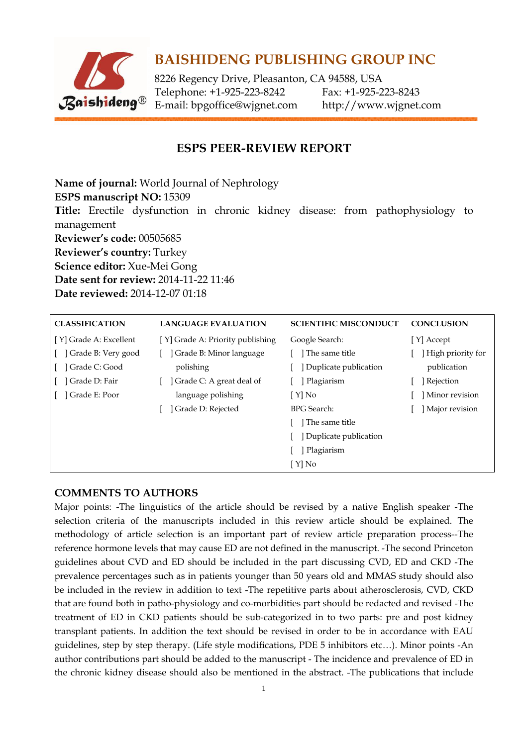# BAISHIDENG PUBLISHING GROUP INC

8226 Regency Drive, Pleasanton, CA 94588, USA
Telephone: +1-925-223-8242 Fax: +1-925-223-8243
E-mail: bpgoffice@wjgnet.com http://www.wjgnet.com

## ESPS PEER-REVIEW REPORT

**Name of journal:** World Journal of Nephrology
**ESPS manuscript NO:** 15309
**Title:** Erectile dysfunction in chronic kidney disease: from pathophysiology to management
**Reviewer's code:** 00505685
**Reviewer's country:** Turkey
**Science editor:** Xue-Mei Gong
**Date sent for review:** 2014-11-22 11:46
**Date reviewed:** 2014-12-07 01:18

| CLASSIFICATION | LANGUAGE EVALUATION | SCIENTIFIC MISCONDUCT | CONCLUSION |
|---|---|---|---|
| [ Y] Grade A: Excellent | [ Y] Grade A: Priority publishing | Google Search: | [ Y] Accept |
| [ ] Grade B: Very good | [ ] Grade B: Minor language polishing | [ ] The same title | [ ] High priority for publication |
| [ ] Grade C: Good | [ ] Grade C: A great deal of language polishing | [ ] Duplicate publication | [ ] Rejection |
| [ ] Grade D: Fair | [ ] Grade D: Rejected | [ ] Plagiarism | [ ] Minor revision |
| [ ] Grade E: Poor | | [ Y] No | [ ] Major revision |
| | | BPG Search: | |
| | | [ ] The same title | |
| | | [ ] Duplicate publication | |
| | | [ ] Plagiarism | |
| | | [ Y] No | |

## COMMENTS TO AUTHORS

Major points: -The linguistics of the article should be revised by a native English speaker -The selection criteria of the manuscripts included in this review article should be explained. The methodology of article selection is an important part of review article preparation process--The reference hormone levels that may cause ED are not defined in the manuscript. -The second Princeton guidelines about CVD and ED should be included in the part discussing CVD, ED and CKD -The prevalence percentages such as in patients younger than 50 years old and MMAS study should also be included in the review in addition to text -The repetitive parts about atherosclerosis, CVD, CKD that are found both in patho-physiology and co-morbidities part should be redacted and revised -The treatment of ED in CKD patients should be sub-categorized in to two parts: pre and post kidney transplant patients. In addition the text should be revised in order to be in accordance with EAU guidelines, step by step therapy. (Life style modifications, PDE 5 inhibitors etc…). Minor points -An author contributions part should be added to the manuscript - The incidence and prevalence of ED in the chronic kidney disease should also be mentioned in the abstract. -The publications that include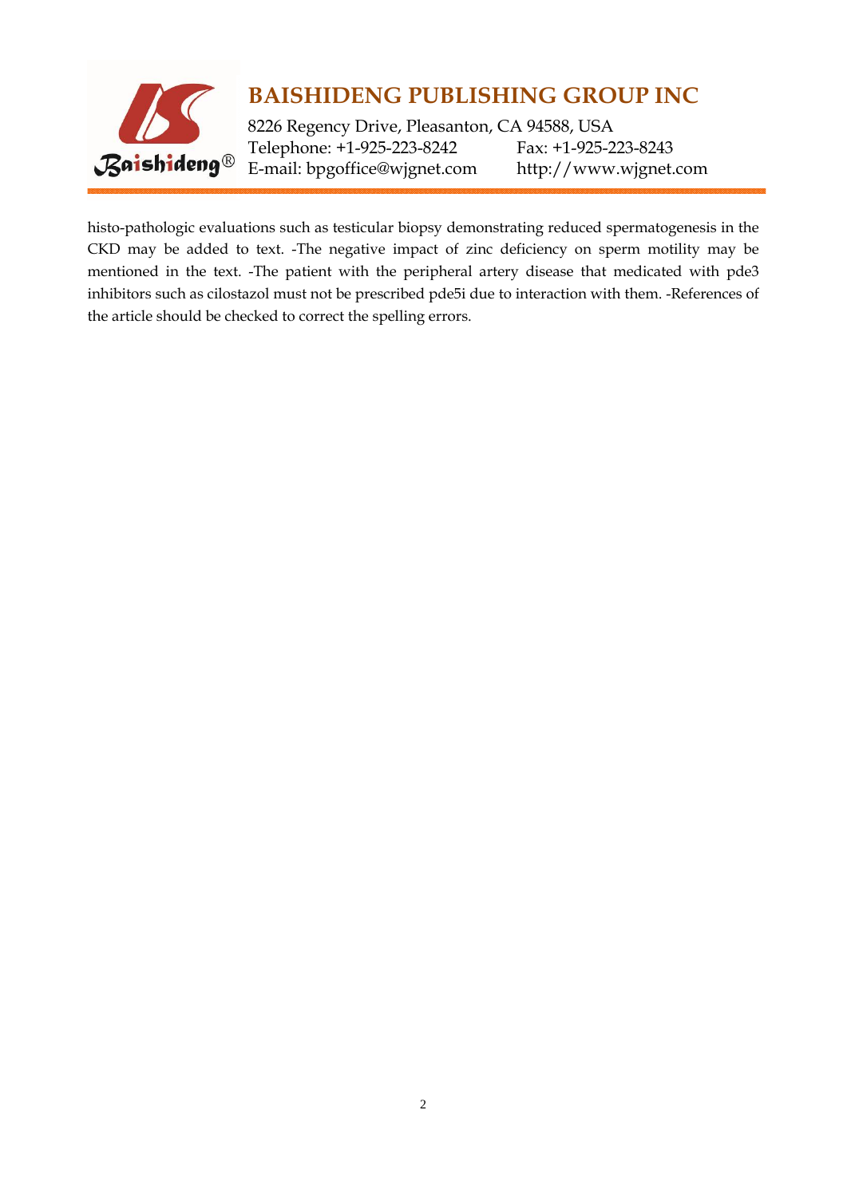histo-pathologic evaluations such as testicular biopsy demonstrating reduced spermatogenesis in the CKD may be added to text. -The negative impact of zinc deficiency on sperm motility may be mentioned in the text. -The patient with the peripheral artery disease that medicated with pde3 inhibitors such as cilostazol must not be prescribed pde5i due to interaction with them. -References of the article should be checked to correct the spelling errors.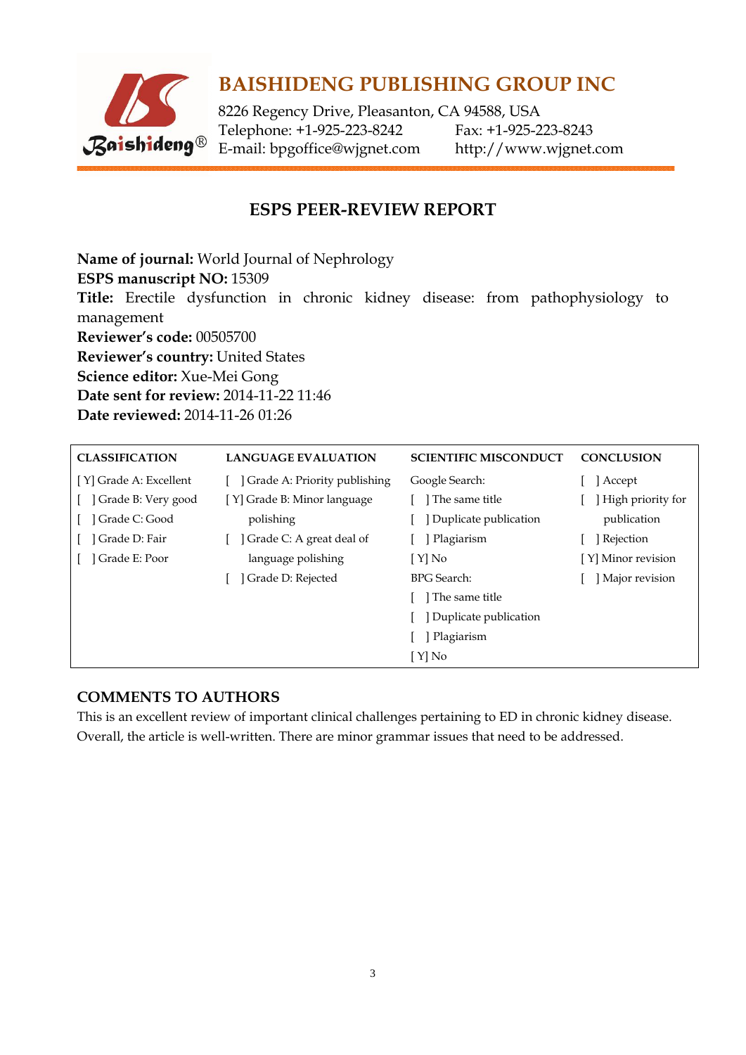# BAISHIDENG PUBLISHING GROUP INC

8226 Regency Drive, Pleasanton, CA 94588, USA
Telephone: +1-925-223-8242 Fax: +1-925-223-8243
E-mail: bpgoffice@wjgnet.com http://www.wjgnet.com

## ESPS PEER-REVIEW REPORT

**Name of journal:** World Journal of Nephrology
**ESPS manuscript NO:** 15309
**Title:** Erectile dysfunction in chronic kidney disease: from pathophysiology to management
**Reviewer's code:** 00505700
**Reviewer's country:** United States
**Science editor:** Xue-Mei Gong
**Date sent for review:** 2014-11-22 11:46
**Date reviewed:** 2014-11-26 01:26

| CLASSIFICATION | LANGUAGE EVALUATION | SCIENTIFIC MISCONDUCT | CONCLUSION |
|---|---|---|---|
| [ Y] Grade A: Excellent | [ ] Grade A: Priority publishing | Google Search: | [ ] Accept |
| [ ] Grade B: Very good | [ Y] Grade B: Minor language polishing | [ ] The same title | [ ] High priority for publication |
| [ ] Grade C: Good | [ ] Grade C: A great deal of language polishing | [ ] Duplicate publication | [ ] Rejection |
| [ ] Grade D: Fair | [ ] Grade D: Rejected | [ ] Plagiarism | [ Y] Minor revision |
| [ ] Grade E: Poor | | [ Y] No | [ ] Major revision |
| | | BPG Search: | |
| | | [ ] The same title | |
| | | [ ] Duplicate publication | |
| | | [ ] Plagiarism | |
| | | [ Y] No | |

## COMMENTS TO AUTHORS

This is an excellent review of important clinical challenges pertaining to ED in chronic kidney disease. Overall, the article is well-written. There are minor grammar issues that need to be addressed.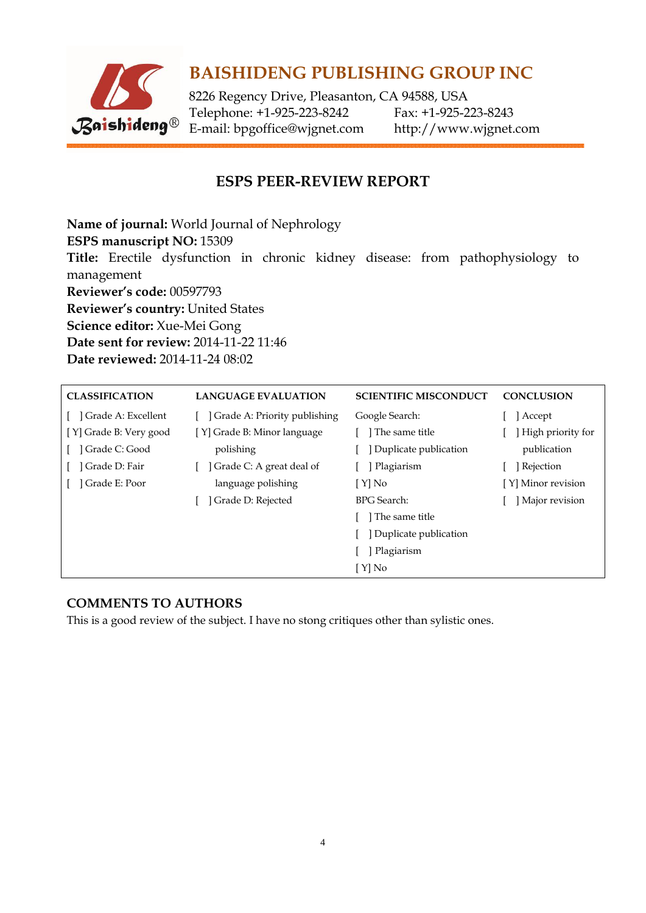**BAISHIDENG PUBLISHING GROUP INC**

8226 Regency Drive, Pleasanton, CA 94588, USA
Telephone: +1-925-223-8242 Fax: +1-925-223-8243
E-mail: bpgoffice@wjgnet.com http://www.wjgnet.com

## ESPS PEER-REVIEW REPORT

**Name of journal:** World Journal of Nephrology
**ESPS manuscript NO:** 15309
**Title:** Erectile dysfunction in chronic kidney disease: from pathophysiology to management
**Reviewer's code:** 00597793
**Reviewer's country:** United States
**Science editor:** Xue-Mei Gong
**Date sent for review:** 2014-11-22 11:46
**Date reviewed:** 2014-11-24 08:02

| CLASSIFICATION | LANGUAGE EVALUATION | SCIENTIFIC MISCONDUCT | CONCLUSION |
|---|---|---|---|
| [ ] Grade A: Excellent | [ ] Grade A: Priority publishing | Google Search: | [ ] Accept |
| [ Y] Grade B: Very good | [ Y] Grade B: Minor language polishing | [ ] The same title | [ ] High priority for publication |
| [ ] Grade C: Good | [ ] Grade C: A great deal of language polishing | [ ] Duplicate publication | [ ] Rejection |
| [ ] Grade D: Fair | [ ] Grade D: Rejected | [ ] Plagiarism | [ Y] Minor revision |
| [ ] Grade E: Poor | | [ Y] No | [ ] Major revision |
| | | BPG Search: | |
| | | [ ] The same title | |
| | | [ ] Duplicate publication | |
| | | [ ] Plagiarism | |
| | | [ Y] No | |

## COMMENTS TO AUTHORS

This is a good review of the subject. I have no stong critiques other than sylistic ones.